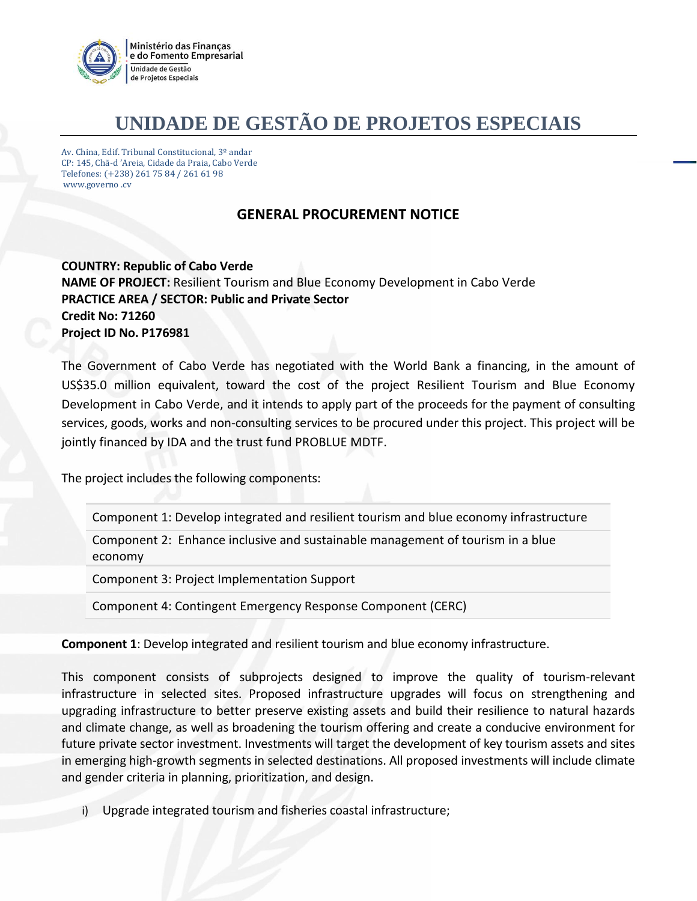Ministério das Finanças
e do Fomento Empresarial
Unidade de Gestão
de Projetos Especiais

# UNIDADE DE GESTÃO DE PROJETOS ESPECIAIS

Av. China, Edif. Tribunal Constitucional, 3º andar
CP: 145, Chã-d 'Areia, Cidade da Praia, Cabo Verde
Telefones: (+238) 261 75 84 / 261 61 98
www.governo .cv

## GENERAL PROCUREMENT NOTICE

**COUNTRY: Republic of Cabo Verde**
**NAME OF PROJECT:** Resilient Tourism and Blue Economy Development in Cabo Verde
**PRACTICE AREA / SECTOR: Public and Private Sector**
**Credit No: 71260**
**Project ID No. P176981**

The Government of Cabo Verde has negotiated with the World Bank a financing, in the amount of US$35.0 million equivalent, toward the cost of the project Resilient Tourism and Blue Economy Development in Cabo Verde, and it intends to apply part of the proceeds for the payment of consulting services, goods, works and non-consulting services to be procured under this project. This project will be jointly financed by IDA and the trust fund PROBLUE MDTF.

The project includes the following components:

| |
|---|
| Component 1: Develop integrated and resilient tourism and blue economy infrastructure |
| Component 2: Enhance inclusive and sustainable management of tourism in a blue economy |
| Component 3: Project Implementation Support |
| Component 4: Contingent Emergency Response Component (CERC) |

**Component 1**: Develop integrated and resilient tourism and blue economy infrastructure.

This component consists of subprojects designed to improve the quality of tourism-relevant infrastructure in selected sites. Proposed infrastructure upgrades will focus on strengthening and upgrading infrastructure to better preserve existing assets and build their resilience to natural hazards and climate change, as well as broadening the tourism offering and create a conducive environment for future private sector investment. Investments will target the development of key tourism assets and sites in emerging high-growth segments in selected destinations. All proposed investments will include climate and gender criteria in planning, prioritization, and design.

i) Upgrade integrated tourism and fisheries coastal infrastructure;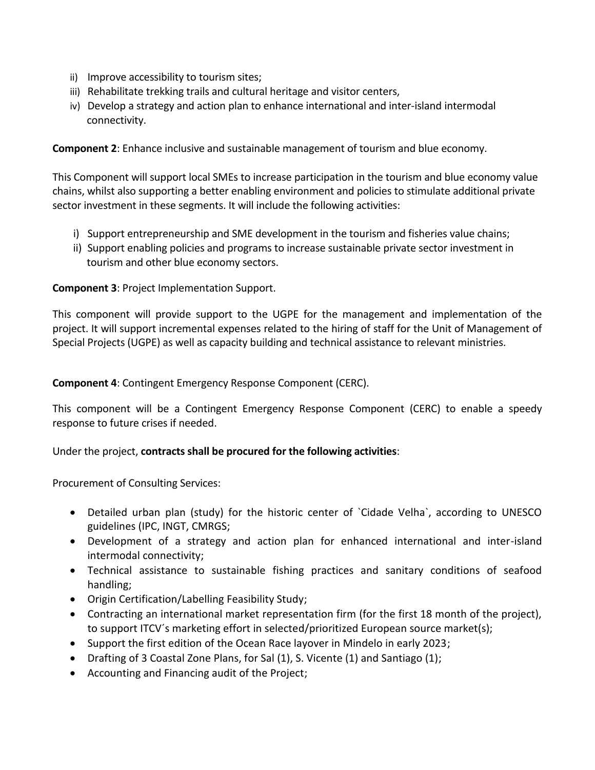ii) Improve accessibility to tourism sites;
iii) Rehabilitate trekking trails and cultural heritage and visitor centers,
iv) Develop a strategy and action plan to enhance international and inter-island intermodal connectivity.

**Component 2**: Enhance inclusive and sustainable management of tourism and blue economy.

This Component will support local SMEs to increase participation in the tourism and blue economy value chains, whilst also supporting a better enabling environment and policies to stimulate additional private sector investment in these segments. It will include the following activities:

i) Support entrepreneurship and SME development in the tourism and fisheries value chains;
ii) Support enabling policies and programs to increase sustainable private sector investment in tourism and other blue economy sectors.

**Component 3**: Project Implementation Support.

This component will provide support to the UGPE for the management and implementation of the project. It will support incremental expenses related to the hiring of staff for the Unit of Management of Special Projects (UGPE) as well as capacity building and technical assistance to relevant ministries.

**Component 4**: Contingent Emergency Response Component (CERC).

This component will be a Contingent Emergency Response Component (CERC) to enable a speedy response to future crises if needed.

Under the project, **contracts shall be procured for the following activities**:

Procurement of Consulting Services:

- Detailed urban plan (study) for the historic center of `Cidade Velha`, according to UNESCO guidelines (IPC, INGT, CMRGS;
- Development of a strategy and action plan for enhanced international and inter-island intermodal connectivity;
- Technical assistance to sustainable fishing practices and sanitary conditions of seafood handling;
- Origin Certification/Labelling Feasibility Study;
- Contracting an international market representation firm (for the first 18 month of the project), to support ITCV´s marketing effort in selected/prioritized European source market(s);
- Support the first edition of the Ocean Race layover in Mindelo in early 2023;
- Drafting of 3 Coastal Zone Plans, for Sal (1), S. Vicente (1) and Santiago (1);
- Accounting and Financing audit of the Project;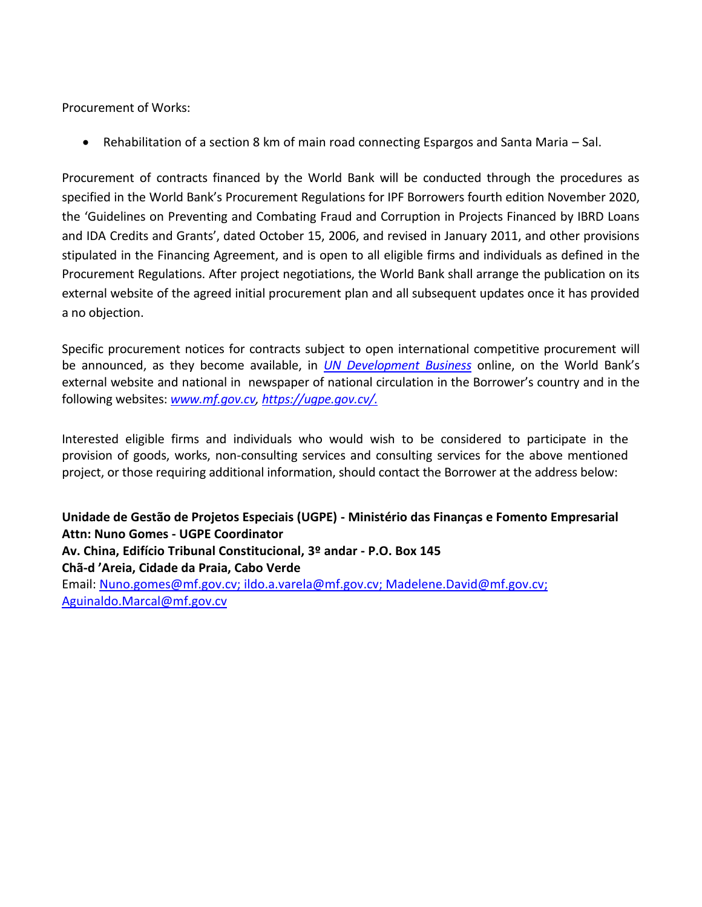Procurement of Works:

- Rehabilitation of a section 8 km of main road connecting Espargos and Santa Maria – Sal.

Procurement of contracts financed by the World Bank will be conducted through the procedures as specified in the World Bank's Procurement Regulations for IPF Borrowers fourth edition November 2020, the 'Guidelines on Preventing and Combating Fraud and Corruption in Projects Financed by IBRD Loans and IDA Credits and Grants', dated October 15, 2006, and revised in January 2011, and other provisions stipulated in the Financing Agreement, and is open to all eligible firms and individuals as defined in the Procurement Regulations. After project negotiations, the World Bank shall arrange the publication on its external website of the agreed initial procurement plan and all subsequent updates once it has provided a no objection.

Specific procurement notices for contracts subject to open international competitive procurement will be announced, as they become available, in *UN Development Business* online, on the World Bank's external website and national in newspaper of national circulation in the Borrower's country and in the following websites: *www.mf.gov.cv*, *https://ugpe.gov.cv/.*

Interested eligible firms and individuals who would wish to be considered to participate in the provision of goods, works, non-consulting services and consulting services for the above mentioned project, or those requiring additional information, should contact the Borrower at the address below:

**Unidade de Gestão de Projetos Especiais (UGPE) - Ministério das Finanças e Fomento Empresarial**
**Attn: Nuno Gomes - UGPE Coordinator**
**Av. China, Edifício Tribunal Constitucional, 3º andar - P.O. Box 145**
**Chã-d 'Areia, Cidade da Praia, Cabo Verde**
Email: Nuno.gomes@mf.gov.cv; ildo.a.varela@mf.gov.cv; Madelene.David@mf.gov.cv; Aguinaldo.Marcal@mf.gov.cv